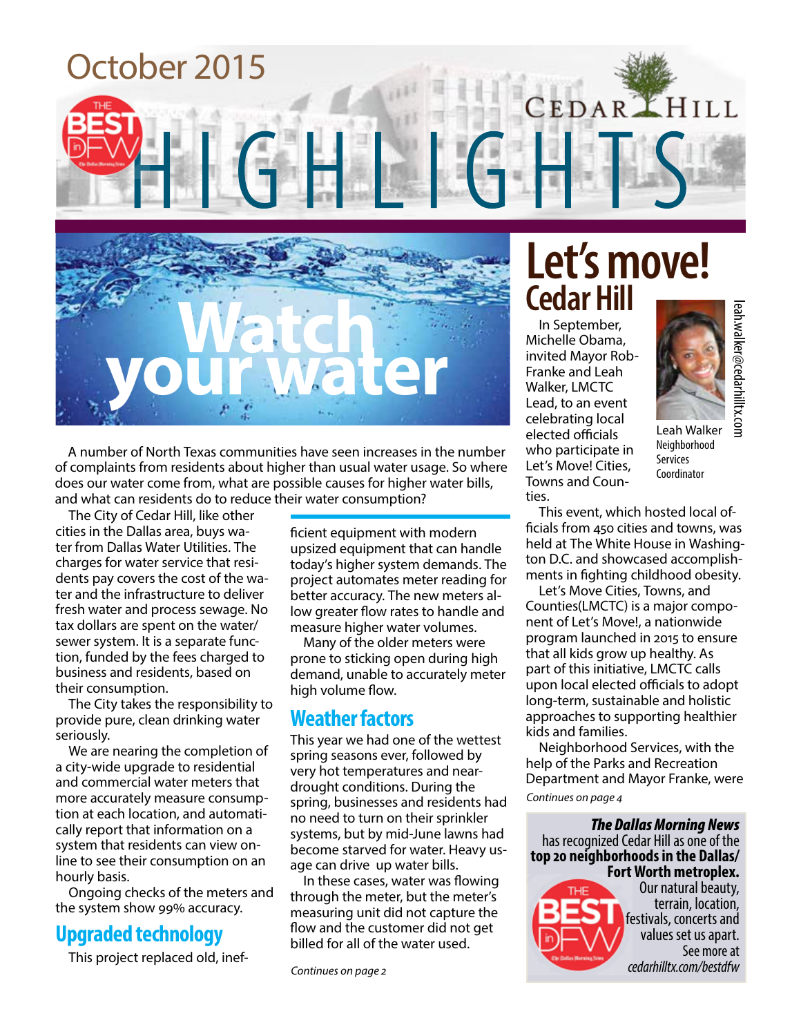October 2015

# CEDAR HILL HIGHLIGHTS

# Watch your water

A number of North Texas communities have seen increases in the number of complaints from residents about higher than usual water usage. So where does our water come from, what are possible causes for higher water bills, and what can residents do to reduce their water consumption?

The City of Cedar Hill, like other cities in the Dallas area, buys water from Dallas Water Utilities. The charges for water service that residents pay covers the cost of the water and the infrastructure to deliver fresh water and process sewage. No tax dollars are spent on the water/sewer system. It is a separate function, funded by the fees charged to business and residents, based on their consumption.

The City takes the responsibility to provide pure, clean drinking water seriously.

We are nearing the completion of a city-wide upgrade to residential and commercial water meters that more accurately measure consumption at each location, and automatically report that information on a system that residents can view online to see their consumption on an hourly basis.

Ongoing checks of the meters and the system show 99% accuracy.

## Upgraded technology

This project replaced old, inefficient equipment with modern upsized equipment that can handle today's higher system demands. The project automates meter reading for better accuracy. The new meters allow greater flow rates to handle and measure higher water volumes.

Many of the older meters were prone to sticking open during high demand, unable to accurately meter high volume flow.

## Weather factors

This year we had one of the wettest spring seasons ever, followed by very hot temperatures and near-drought conditions. During the spring, businesses and residents had no need to turn on their sprinkler systems, but by mid-June lawns had become starved for water. Heavy usage can drive up water bills.

In these cases, water was flowing through the meter, but the meter's measuring unit did not capture the flow and the customer did not get billed for all of the water used.

*Continues on page 2*

# Let's move! Cedar Hill

Leah Walker
Neighborhood Services Coordinator
leah.walker@cedarhilltx.com

In September, Michelle Obama, invited Mayor Rob-Franke and Leah Walker, LMCTC Lead, to an event celebrating local elected officials who participate in Let's Move! Cities, Towns and Counties.

This event, which hosted local officials from 450 cities and towns, was held at The White House in Washington D.C. and showcased accomplishments in fighting childhood obesity.

Let's Move Cities, Towns, and Counties(LMCTC) is a major component of Let's Move!, a nationwide program launched in 2015 to ensure that all kids grow up healthy. As part of this initiative, LMCTC calls upon local elected officials to adopt long-term, sustainable and holistic approaches to supporting healthier kids and families.

Neighborhood Services, with the help of the Parks and Recreation Department and Mayor Franke, were

*Continues on page 4*

***The Dallas Morning News*** has recognized Cedar Hill as one of the **top 20 neighborhoods in the Dallas/Fort Worth metroplex.** Our natural beauty, terrain, location, festivals, concerts and values set us apart. See more at *cedarhilltx.com/bestdfw*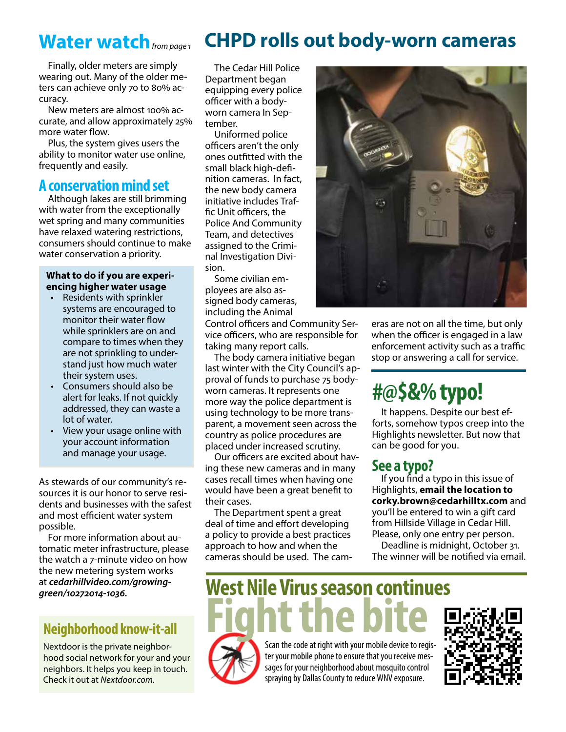## Water watch *from page 1*

Finally, older meters are simply wearing out. Many of the older meters can achieve only 70 to 80% accuracy.

New meters are almost 100% accurate, and allow approximately 25% more water flow.

Plus, the system gives users the ability to monitor water use online, frequently and easily.

### A conservation mind set

Although lakes are still brimming with water from the exceptionally wet spring and many communities have relaxed watering restrictions, consumers should continue to make water conservation a priority.

**What to do if you are experiencing higher water usage**

- Residents with sprinkler systems are encouraged to monitor their water flow while sprinklers are on and compare to times when they are not sprinkling to understand just how much water their system uses.
- Consumers should also be alert for leaks. If not quickly addressed, they can waste a lot of water.
- View your usage online with your account information and manage your usage.

As stewards of our community's resources it is our honor to serve residents and businesses with the safest and most efficient water system possible.

For more information about automatic meter infrastructure, please the watch a 7-minute video on how the new metering system works at ***cedarhillvideo.com/growing-green/10272014-1036.***

### Neighborhood know-it-all

Nextdoor is the private neighborhood social network for your and your neighbors. It helps you keep in touch. Check it out at *Nextdoor.com.*

## CHPD rolls out body-worn cameras

The Cedar Hill Police Department began equipping every police officer with a body-worn camera In September.

Uniformed police officers aren't the only ones outfitted with the small black high-definition cameras. In fact, the new body camera initiative includes Traffic Unit officers, the Police And Community Team, and detectives assigned to the Criminal Investigation Division.

Some civilian employees are also assigned body cameras, including the Animal Control officers and Community Service officers, who are responsible for taking many report calls.

The body camera initiative began last winter with the City Council's approval of funds to purchase 75 body-worn cameras. It represents one more way the police department is using technology to be more transparent, a movement seen across the country as police procedures are placed under increased scrutiny.

Our officers are excited about having these new cameras and in many cases recall times when having one would have been a great benefit to their cases.

The Department spent a great deal of time and effort developing a policy to provide a best practices approach to how and when the cameras should be used. The cameras are not on all the time, but only when the officer is engaged in a law enforcement activity such as a traffic stop or answering a call for service.

## #@$&% typo!

It happens. Despite our best efforts, somehow typos creep into the Highlights newsletter. But now that can be good for you.

### See a typo?

If you find a typo in this issue of Highlights, **email the location to corky.brown@cedarhilltx.com** and you'll be entered to win a gift card from Hillside Village in Cedar Hill. Please, only one entry per person.

Deadline is midnight, October 31. The winner will be notified via email.

## West Nile Virus season continues

# Fight the bite

Scan the code at right with your mobile device to register your mobile phone to ensure that you receive messages for your neighborhood about mosquito control spraying by Dallas County to reduce WNV exposure.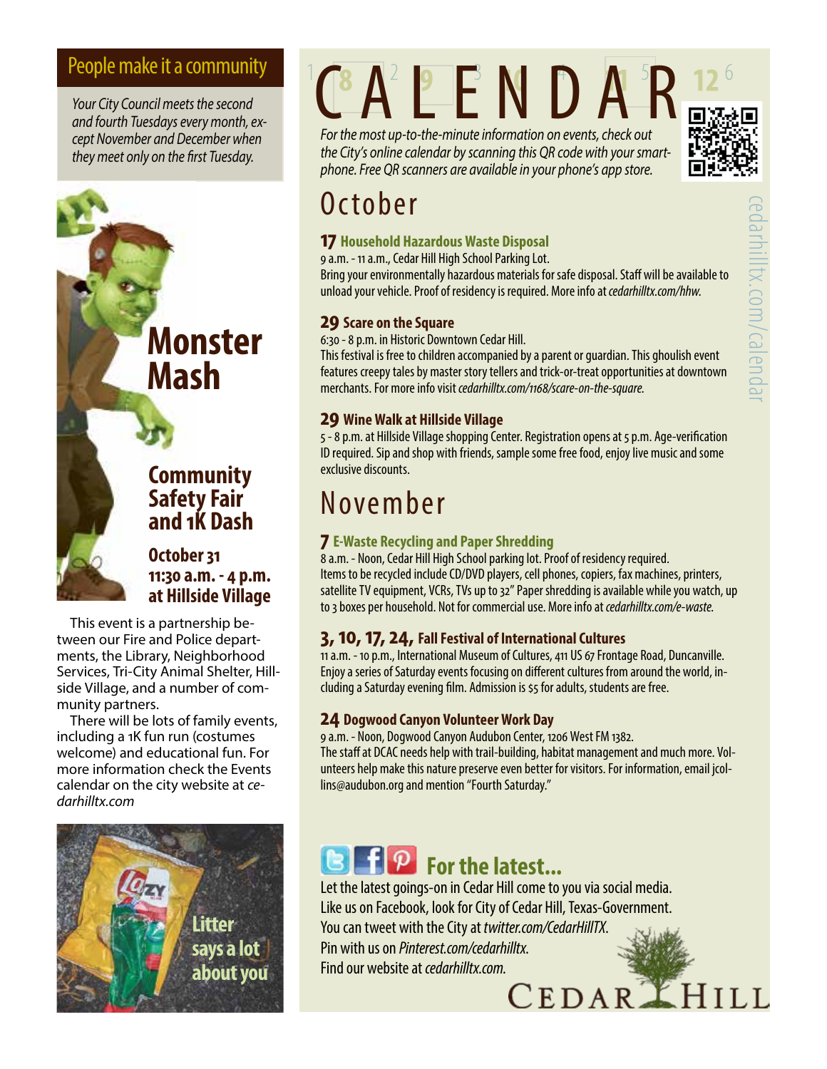## People make it a community

*Your City Council meets the second and fourth Tuesdays every month, except November and December when they meet only on the first Tuesday.*

## Monster Mash

### Community Safety Fair and 1K Dash

**October 31**
**11:30 a.m. - 4 p.m.**
**at Hillside Village**

This event is a partnership between our Fire and Police departments, the Library, Neighborhood Services, Tri-City Animal Shelter, Hillside Village, and a number of community partners.

There will be lots of family events, including a 1K fun run (costumes welcome) and educational fun. For more information check the Events calendar on the city website at *cedarhilltx.com*

**Litter says a lot about you**

# CALENDAR

*For the most up-to-the-minute information on events, check out the City's online calendar by scanning this QR code with your smartphone. Free QR scanners are available in your phone's app store.*

cedarhilltx.com/calendar

## October

### 17 Household Hazardous Waste Disposal

9 a.m. - 11 a.m., Cedar Hill High School Parking Lot.
Bring your environmentally hazardous materials for safe disposal. Staff will be available to unload your vehicle. Proof of residency is required. More info at *cedarhilltx.com/hhw.*

### 29 Scare on the Square

6:30 - 8 p.m. in Historic Downtown Cedar Hill.
This festival is free to children accompanied by a parent or guardian. This ghoulish event features creepy tales by master story tellers and trick-or-treat opportunities at downtown merchants. For more info visit *cedarhilltx.com/1168/scare-on-the-square.*

### 29 Wine Walk at Hillside Village

5 - 8 p.m. at Hillside Village shopping Center. Registration opens at 5 p.m. Age-verification ID required. Sip and shop with friends, sample some free food, enjoy live music and some exclusive discounts.

## November

### 7 E-Waste Recycling and Paper Shredding

8 a.m. - Noon, Cedar Hill High School parking lot. Proof of residency required.
Items to be recycled include CD/DVD players, cell phones, copiers, fax machines, printers, satellite TV equipment, VCRs, TVs up to 32" Paper shredding is available while you watch, up to 3 boxes per household. Not for commercial use. More info at *cedarhilltx.com/e-waste.*

### 3, 10, 17, 24, Fall Festival of International Cultures

11 a.m. - 10 p.m., International Museum of Cultures, 411 US 67 Frontage Road, Duncanville.
Enjoy a series of Saturday events focusing on different cultures from around the world, including a Saturday evening film. Admission is $5 for adults, students are free.

### 24 Dogwood Canyon Volunteer Work Day

9 a.m. - Noon, Dogwood Canyon Audubon Center, 1206 West FM 1382.
The staff at DCAC needs help with trail-building, habitat management and much more. Volunteers help make this nature preserve even better for visitors. For information, email jcollins@audubon.org and mention "Fourth Saturday."

## For the latest...

Let the latest goings-on in Cedar Hill come to you via social media.
Like us on Facebook, look for City of Cedar Hill, Texas-Government.
You can tweet with the City at *twitter.com/CedarHillTX*.
Pin with us on *Pinterest.com/cedarhilltx.*
Find our website at *cedarhilltx.com.*

CEDAR HILL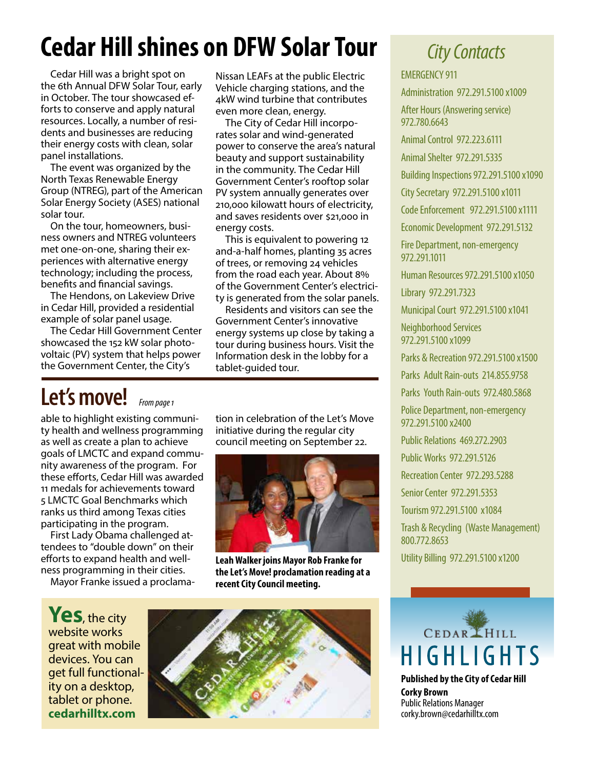# Cedar Hill shines on DFW Solar Tour

Cedar Hill was a bright spot on the 6th Annual DFW Solar Tour, early in October. The tour showcased efforts to conserve and apply natural resources. Locally, a number of residents and businesses are reducing their energy costs with clean, solar panel installations.

The event was organized by the North Texas Renewable Energy Group (NTREG), part of the American Solar Energy Society (ASES) national solar tour.

On the tour, homeowners, business owners and NTREG volunteers met one-on-one, sharing their experiences with alternative energy technology; including the process, benefits and financial savings.

The Hendons, on Lakeview Drive in Cedar Hill, provided a residential example of solar panel usage.

The Cedar Hill Government Center showcased the 152 kW solar photovoltaic (PV) system that helps power the Government Center, the City's Nissan LEAFs at the public Electric Vehicle charging stations, and the 4kW wind turbine that contributes even more clean, energy.

The City of Cedar Hill incorporates solar and wind-generated power to conserve the area's natural beauty and support sustainability in the community. The Cedar Hill Government Center's rooftop solar PV system annually generates over 210,000 kilowatt hours of electricity, and saves residents over $21,000 in energy costs.

This is equivalent to powering 12 and-a-half homes, planting 35 acres of trees, or removing 24 vehicles from the road each year. About 8% of the Government Center's electricity is generated from the solar panels.

Residents and visitors can see the Government Center's innovative energy systems up close by taking a tour during business hours. Visit the Information desk in the lobby for a tablet-guided tour.

# Let's move! *From page 1*

able to highlight existing community health and wellness programming as well as create a plan to achieve goals of LMCTC and expand community awareness of the program. For these efforts, Cedar Hill was awarded 11 medals for achievements toward 5 LMCTC Goal Benchmarks which ranks us third among Texas cities participating in the program.

First Lady Obama challenged attendees to "double down" on their efforts to expand health and wellness programming in their cities.

Mayor Franke issued a proclamation in celebration of the Let's Move initiative during the regular city council meeting on September 22.

**Leah Walker joins Mayor Rob Franke for the Let's Move! proclamation reading at a recent City Council meeting.**

**Yes**, the city website works great with mobile devices. You can get full functionality on a desktop, tablet or phone. **cedarhilltx.com**

## City Contacts

- EMERGENCY 911
- Administration 972.291.5100 x1009
- After Hours (Answering service) 972.780.6643
- Animal Control 972.223.6111
- Animal Shelter 972.291.5335
- Building Inspections 972.291.5100 x1090
- City Secretary 972.291.5100 x1011
- Code Enforcement 972.291.5100 x1111
- Economic Development 972.291.5132
- Fire Department, non-emergency 972.291.1011
- Human Resources 972.291.5100 x1050
- Library 972.291.7323
- Municipal Court 972.291.5100 x1041
- Neighborhood Services 972.291.5100 x1099
- Parks & Recreation 972.291.5100 x1500
- Parks Adult Rain-outs 214.855.9758
- Parks Youth Rain-outs 972.480.5868
- Police Department, non-emergency 972.291.5100 x2400
- Public Relations 469.272.2903
- Public Works 972.291.5126
- Recreation Center 972.293.5288
- Senior Center 972.291.5353
- Tourism 972.291.5100 x1084
- Trash & Recycling (Waste Management) 800.772.8653
- Utility Billing 972.291.5100 x1200

CEDAR HILL HIGHLIGHTS

**Published by the City of Cedar Hill**

**Corky Brown**
Public Relations Manager
corky.brown@cedarhilltx.com